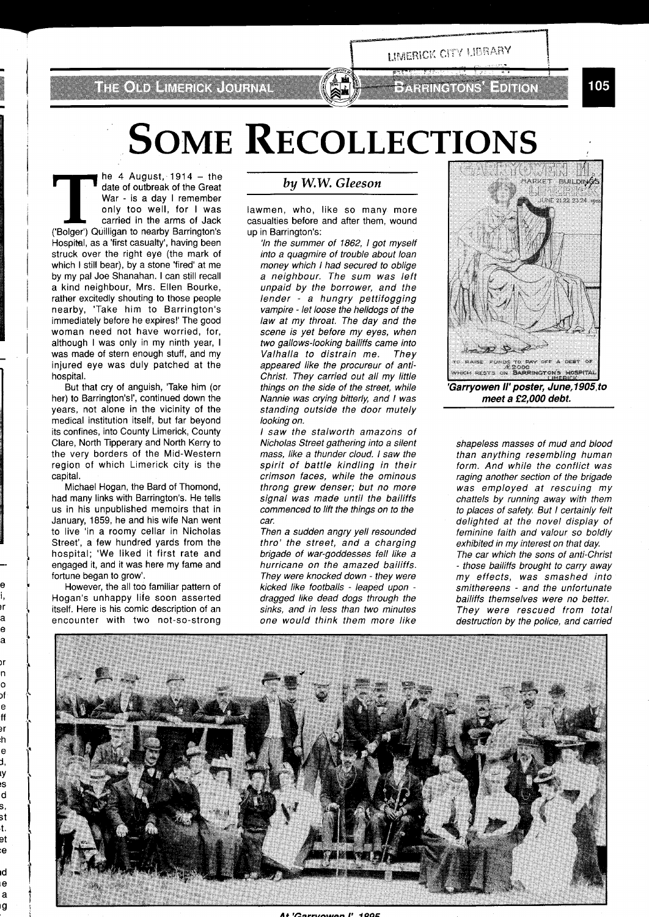# SOME RECOLLECTIONS

*by W.W. Gleeson*

The 4 August, 1914 – the date of outbreak of the Great War - is a day I remember only too well, for I was carried in the arms of Jack ('Bolger') Quilligan to nearby Barrington's Hospital, as a 'first casualty', having been struck over the right eye (the mark of which I still bear), by a stone 'fired' at me by my pal Joe Shanahan. I can still recall a kind neighbour, Mrs. Ellen Bourke, rather excitedly shouting to those people nearby, 'Take him to Barrington's immediately before he expires!' The good woman need not have worried, for, although I was only in my ninth year, I was made of stern enough stuff, and my injured eye was duly patched at the hospital.

But that cry of anguish, 'Take him (or her) to Barrington's!', continued down the years, not alone in the vicinity of the medical institution itself, but far beyond its confines, into County Limerick, County Clare, North Tipperary and North Kerry to the very borders of the Mid-Western region of which Limerick city is the capital.

Michael Hogan, the Bard of Thomond, had many links with Barrington's. He tells us in his unpublished memoirs that in January, 1859, he and his wife Nan went to live 'in a roomy cellar in Nicholas Street', a few hundred yards from the hospital; 'We liked it first rate and engaged it, and it was here my fame and fortune began to grow'.

However, the all too familiar pattern of Hogan's unhappy life soon asserted itself. Here is his comic description of an encounter with two not-so-strong lawmen, who, like so many more casualties before and after them, wound up in Barrington's:

*'In the summer of 1862, I got myself into a quagmire of trouble about loan money which I had secured to oblige a neighbour. The sum was left unpaid by the borrower, and the lender - a hungry pettifogging vampire - let loose the helldogs of the law at my throat. The day and the scene is yet before my eyes, when two gallows-looking bailiffs came into Valhalla to distrain me. They appeared like the procureur of anti-Christ. They carried out all my little things on the side of the street, while Nannie was crying bitterly, and I was standing outside the door mutely looking on.*

*I saw the stalworth amazons of Nicholas Street gathering into a silent mass, like a thunder cloud. I saw the spirit of battle kindling in their crimson faces, while the ominous throng grew denser; but no more signal was made until the bailiffs commenced to lift the things on to the car.*

*Then a sudden angry yell resounded thro' the street, and a charging brigade of war-goddesses fell like a hurricane on the amazed bailiffs. They were knocked down - they were kicked like footballs - leaped upon - dragged like dead dogs through the sinks, and in less than two minutes one would think them more like shapeless masses of mud and blood than anything resembling human form. And while the conflict was raging another section of the brigade was employed at rescuing my chattels by running away with them to places of safety. But I certainly felt delighted at the novel display of feminine faith and valour so boldly exhibited in my interest on that day.*

*The car which the sons of anti-Christ - those bailiffs brought to carry away my effects, was smashed into smithereens - and the unfortunate bailiffs themselves were no better. They were rescued from total destruction by the police, and carried*

**'Garryowen II' poster, June, 1905, to meet a £2,000 debt.**

**At 'Garryowen I', 1895**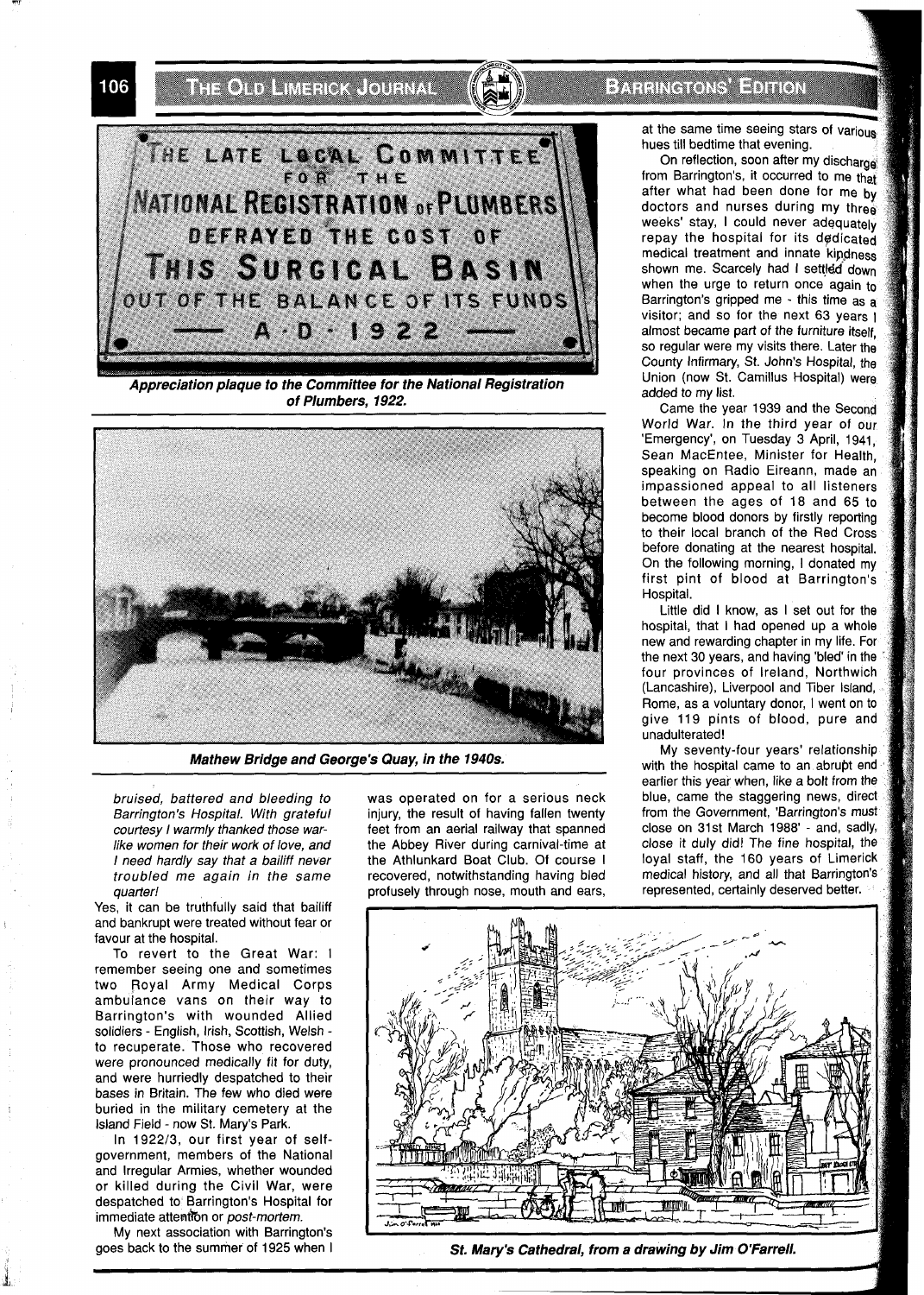THE LATE LOCAL COMMITTEE FOR THE NATIONAL REGISTRATION OF PLUMBERS DEFRAYED THE COST OF THIS SURGICAL BASIN OUT OF THE BALANCE OF ITS FUNDS — A·D·1922 —

***Appreciation plaque to the Committee for the National Registration of Plumbers, 1922.***

***Mathew Bridge and George's Quay, in the 1940s.***

*bruised, battered and bleeding to Barrington's Hospital. With grateful courtesy I warmly thanked those war-like women for their work of love, and I need hardly say that a bailiff never troubled me again in the same quarter!*

Yes, it can be truthfully said that bailiff and bankrupt were treated without fear or favour at the hospital.

To revert to the Great War: I remember seeing one and sometimes two Royal Army Medical Corps ambulance vans on their way to Barrington's with wounded Allied solidiers - English, Irish, Scottish, Welsh - to recuperate. Those who recovered were pronounced medically fit for duty, and were hurriedly despatched to their bases in Britain. The few who died were buried in the military cemetery at the Island Field - now St. Mary's Park.

In 1922/3, our first year of self-government, members of the National and Irregular Armies, whether wounded or killed during the Civil War, were despatched to Barrington's Hospital for immediate attention or *post-mortem*.

My next association with Barrington's goes back to the summer of 1925 when I was operated on for a serious neck injury, the result of having fallen twenty feet from an aerial railway that spanned the Abbey River during carnival-time at the Athlunkard Boat Club. Of course I recovered, notwithstanding having bled profusely through nose, mouth and ears, at the same time seeing stars of various hues till bedtime that evening.

On reflection, soon after my discharge from Barrington's, it occurred to me that after what had been done for me by doctors and nurses during my three weeks' stay, I could never adequately repay the hospital for its dedicated medical treatment and innate kindness shown me. Scarcely had I settled down when the urge to return once again to Barrington's gripped me - this time as a visitor; and so for the next 63 years I almost became part of the furniture itself, so regular were my visits there. Later the County Infirmary, St. John's Hospital, the Union (now St. Camillus Hospital) were added to my list.

Came the year 1939 and the Second World War. In the third year of our 'Emergency', on Tuesday 3 April, 1941, Sean MacEntee, Minister for Health, speaking on Radio Eireann, made an impassioned appeal to all listeners between the ages of 18 and 65 to become blood donors by firstly reporting to their local branch of the Red Cross before donating at the nearest hospital. On the following morning, I donated my first pint of blood at Barrington's Hospital.

Little did I know, as I set out for the hospital, that I had opened up a whole new and rewarding chapter in my life. For the next 30 years, and having 'bled' in the four provinces of Ireland, Northwich (Lancashire), Liverpool and Tiber Island, Rome, as a voluntary donor, I went on to give 119 pints of blood, pure and unadulterated!

My seventy-four years' relationship with the hospital came to an abrupt end earlier this year when, like a bolt from the blue, came the staggering news, direct from the Government, 'Barrington's must close on 31st March 1988' - and, sadly, close it duly did! The fine hospital, the loyal staff, the 160 years of Limerick medical history, and all that Barrington's represented, certainly deserved better.

***St. Mary's Cathedral, from a drawing by Jim O'Farrell.***